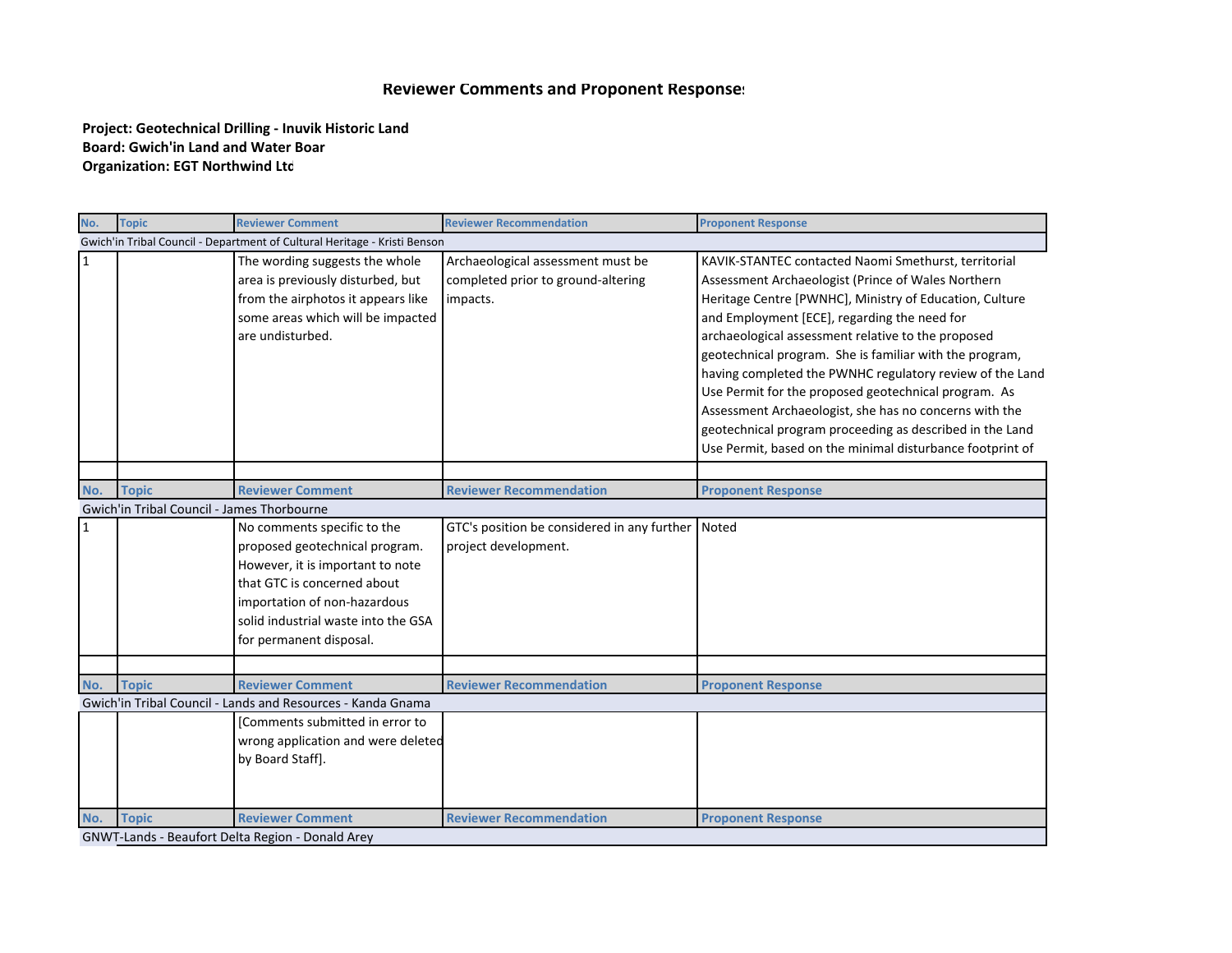## Reviewer Comments and Proponent Responses

**Project: Geotechnical Drilling - Inuvik Historic Land**
**Board: Gwich'in Land and Water Boar**
**Organization: EGT Northwind Ltd**

| No. | Topic | Reviewer Comment | Reviewer Recommendation | Proponent Response |
|---|---|---|---|---|
| Gwich'in Tribal Council - Department of Cultural Heritage - Kristi Benson | | | | |
| 1 | | The wording suggests the whole area is previously disturbed, but from the airphotos it appears like some areas which will be impacted are undisturbed. | Archaeological assessment must be completed prior to ground-altering impacts. | KAVIK-STANTEC contacted Naomi Smethurst, territorial Assessment Archaeologist (Prince of Wales Northern Heritage Centre [PWNHC], Ministry of Education, Culture and Employment [ECE], regarding the need for archaeological assessment relative to the proposed geotechnical program. She is familiar with the program, having completed the PWNHC regulatory review of the Land Use Permit for the proposed geotechnical program. As Assessment Archaeologist, she has no concerns with the geotechnical program proceeding as described in the Land Use Permit, based on the minimal disturbance footprint of |

| No. | Topic | Reviewer Comment | Reviewer Recommendation | Proponent Response |
|---|---|---|---|---|
| Gwich'in Tribal Council - James Thorbourne | | | | |
| 1 | | No comments specific to the proposed geotechnical program. However, it is important to note that GTC is concerned about importation of non-hazardous solid industrial waste into the GSA for permanent disposal. | GTC's position be considered in any further project development. | Noted |

| No. | Topic | Reviewer Comment | Reviewer Recommendation | Proponent Response |
|---|---|---|---|---|
| Gwich'in Tribal Council - Lands and Resources - Kanda Gnama | | | | |
| | | [Comments submitted in error to wrong application and were deleted by Board Staff]. | | |

| No. | Topic | Reviewer Comment | Reviewer Recommendation | Proponent Response |
|---|---|---|---|---|
| GNWT-Lands - Beaufort Delta Region - Donald Arey | | | | |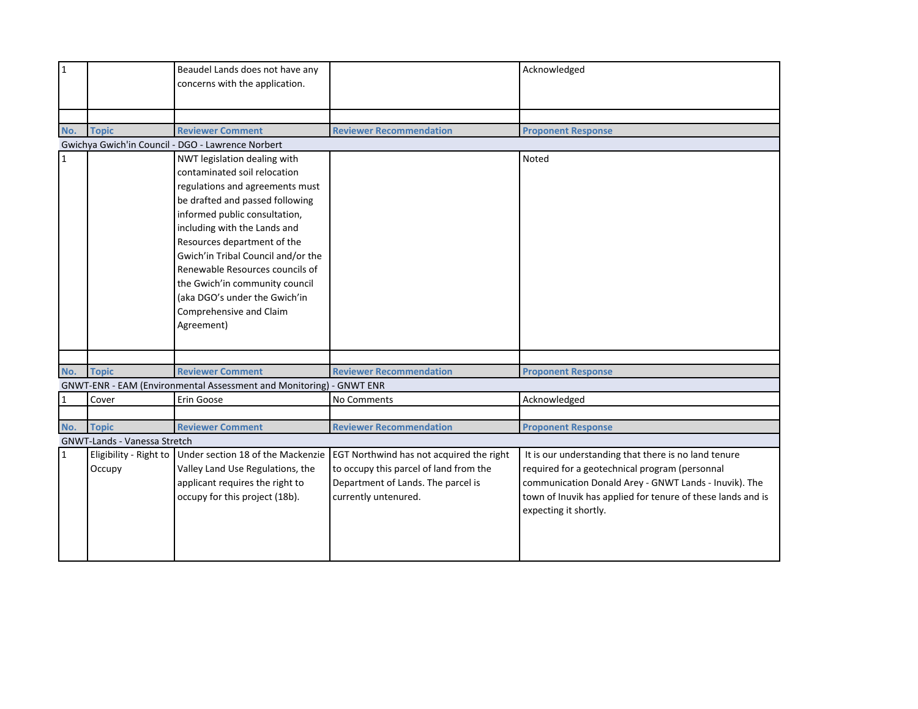| | | | | |
|---|---|---|---|---|
| 1 | | Beaudel Lands does not have any concerns with the application. | | Acknowledged |
| | | | | |
| **No.** | **Topic** | **Reviewer Comment** | **Reviewer Recommendation** | **Proponent Response** |
| Gwichya Gwich'in Council - DGO - Lawrence Norbert | | | | |
| 1 | | NWT legislation dealing with contaminated soil relocation regulations and agreements must be drafted and passed following informed public consultation, including with the Lands and Resources department of the Gwich'in Tribal Council and/or the Renewable Resources councils of the Gwich'in community council (aka DGO's under the Gwich'in Comprehensive and Claim Agreement) | | Noted |
| | | | | |
| **No.** | **Topic** | **Reviewer Comment** | **Reviewer Recommendation** | **Proponent Response** |
| GNWT-ENR - EAM (Environmental Assessment and Monitoring) - GNWT ENR | | | | |
| 1 | Cover | Erin Goose | No Comments | Acknowledged |
| | | | | |
| **No.** | **Topic** | **Reviewer Comment** | **Reviewer Recommendation** | **Proponent Response** |
| GNWT-Lands - Vanessa Stretch | | | | |
| 1 | Eligibility - Right to Occupy | Under section 18 of the Mackenzie Valley Land Use Regulations, the applicant requires the right to occupy for this project (18b). | EGT Northwind has not acquired the right to occupy this parcel of land from the Department of Lands. The parcel is currently untenured. | It is our understanding that there is no land tenure required for a geotechnical program (personnal communication Donald Arey - GNWT Lands - Inuvik). The town of Inuvik has applied for tenure of these lands and is expecting it shortly. |